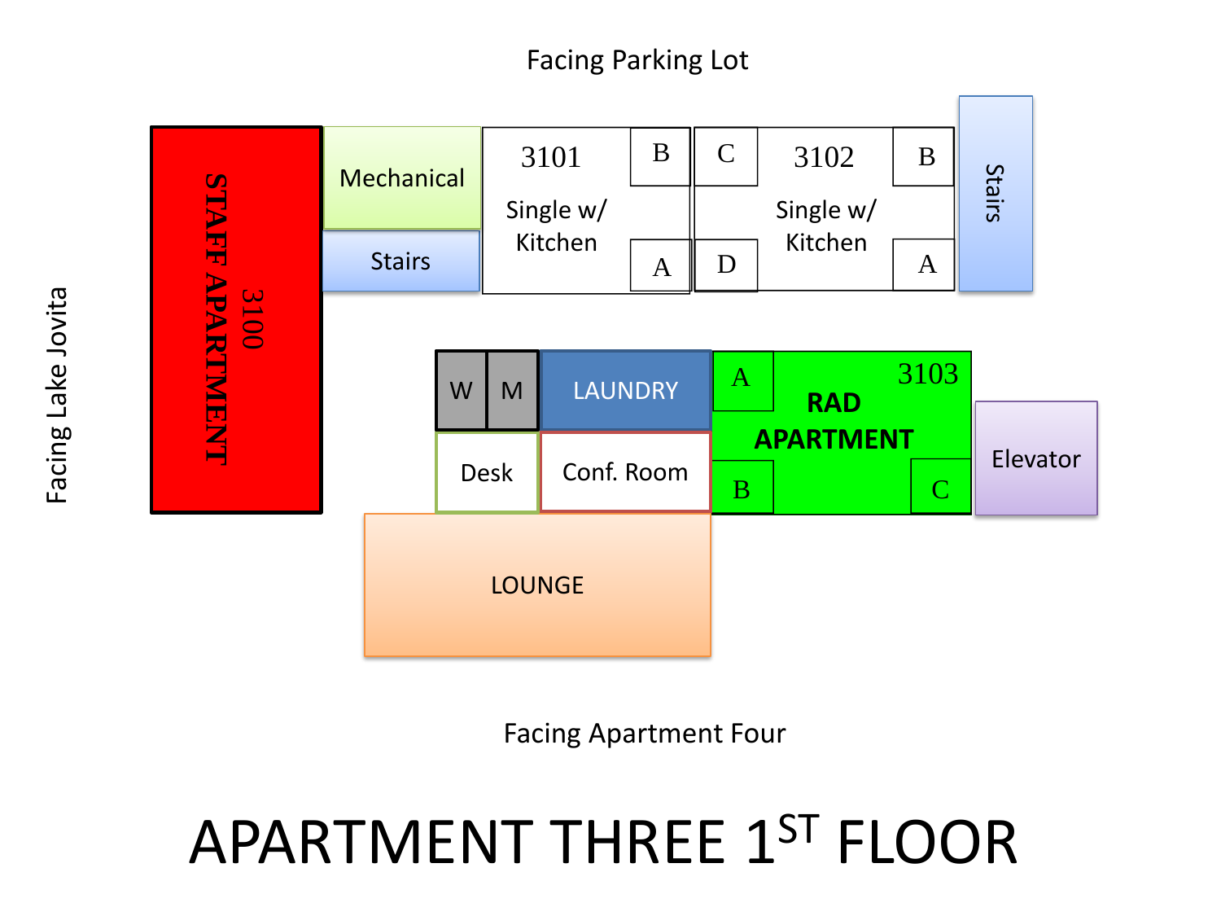# APARTMENT THREE 1ST FLOOR

Facing Parking Lot

Facing Lake Jovita

Facing Apartment Four

3100 STAFF APARTMENT

Mechanical

Stairs

3101

Single w/ Kitchen

B

A

3102

Single w/ Kitchen

C

D

B

A

Stairs

W

M

LAUNDRY

Desk

Conf. Room

3103

RAD APARTMENT

A

B

C

Elevator

LOUNGE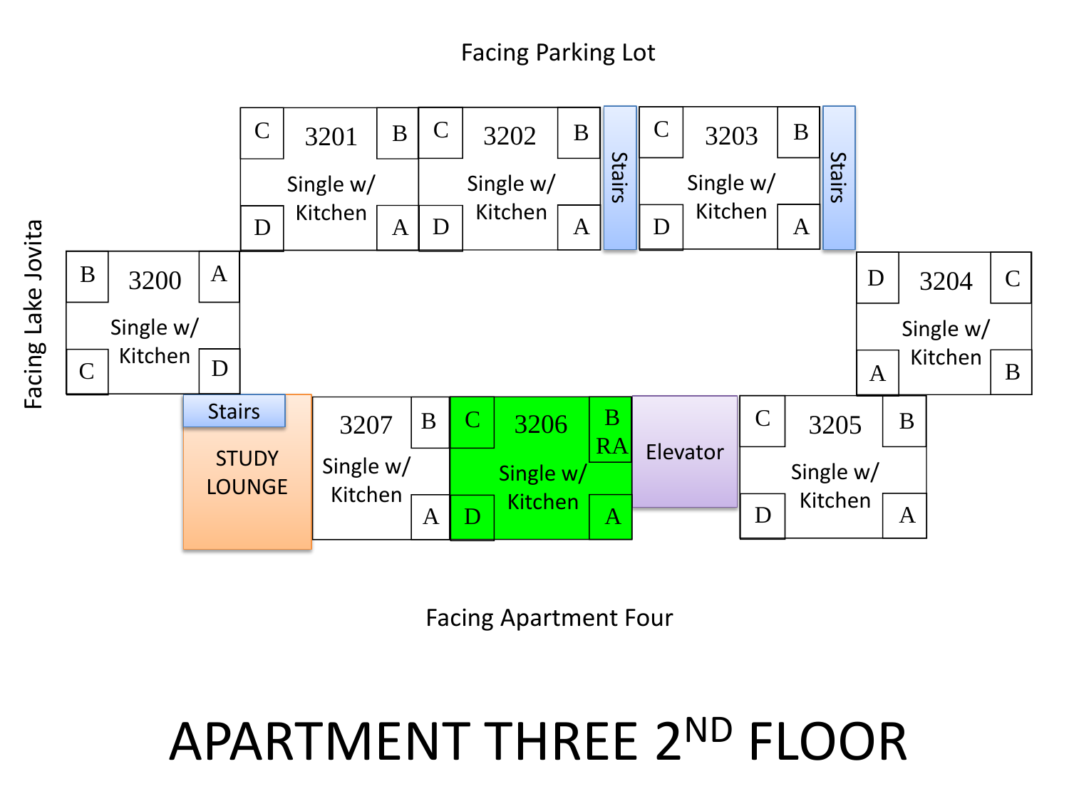# APARTMENT THREE 2[ND] FLOOR

Facing Parking Lot

Facing Lake Jovita

Facing Apartment Four

| Unit | Type | Rooms |
| --- | --- | --- |
| 3200 | Single w/ Kitchen | A, B, C, D |
| 3201 | Single w/ Kitchen | A, B, C, D |
| 3202 | Single w/ Kitchen | A, B, C, D |
| 3203 | Single w/ Kitchen | A, B, C, D |
| 3204 | Single w/ Kitchen | A, B, C, D |
| 3205 | Single w/ Kitchen | A, B, C, D |
| 3206 | Single w/ Kitchen | A, B (RA), C, D |
| 3207 | Single w/ Kitchen | A, B |

Stairs

Stairs

Stairs

STUDY LOUNGE

Elevator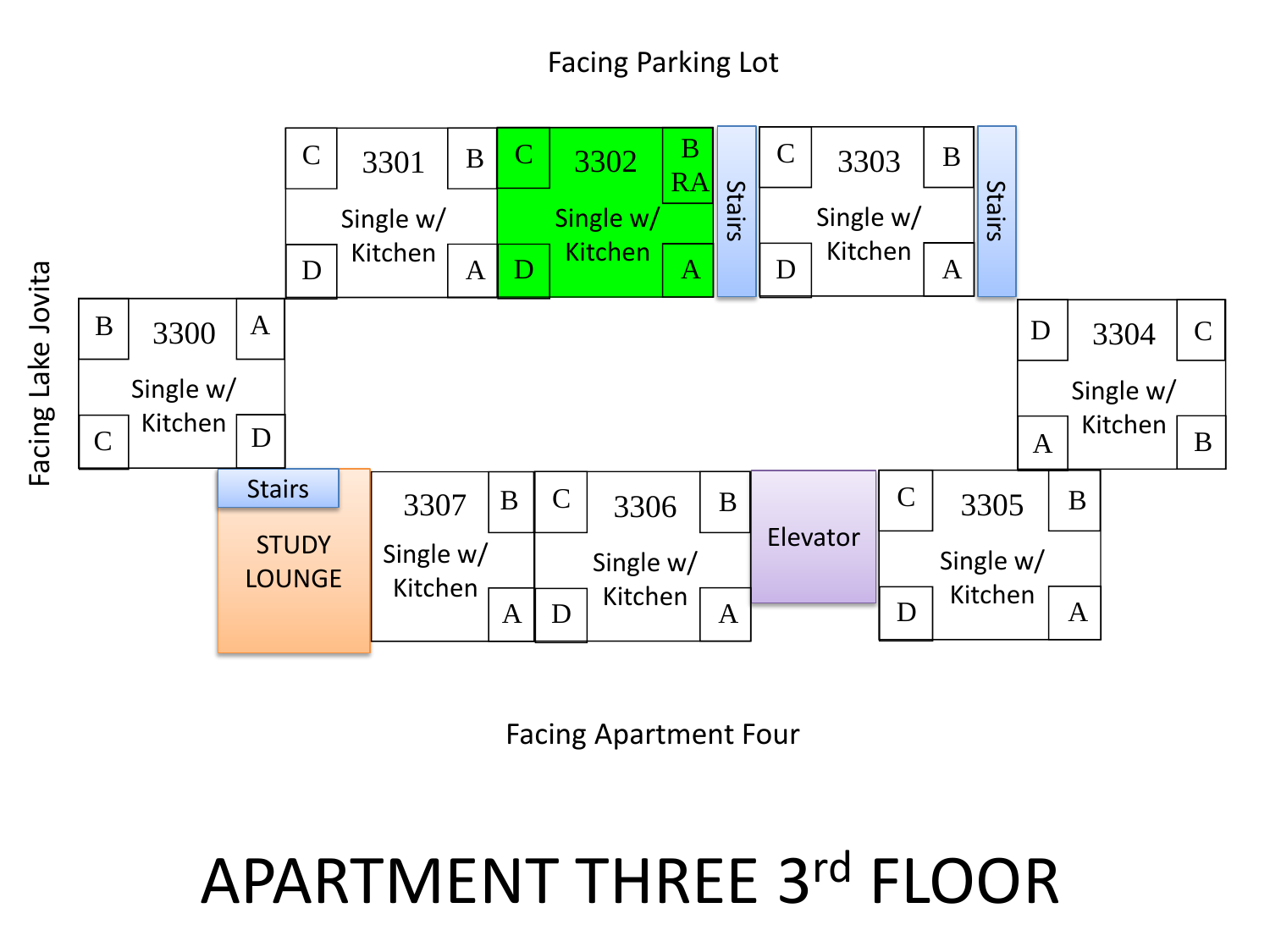Facing Parking Lot

Facing Lake Jovita

| Unit | Type | Bedrooms |
|---|---|---|
| 3300 | Single w/ Kitchen | A, B, C, D |
| 3301 | Single w/ Kitchen | A, B, C, D |
| 3302 | Single w/ Kitchen | A, B RA, C, D |
| 3303 | Single w/ Kitchen | A, B, C, D |
| 3304 | Single w/ Kitchen | A, B, C, D |
| 3305 | Single w/ Kitchen | A, B, C, D |
| 3306 | Single w/ Kitchen | A, B, C, D |
| 3307 | Single w/ Kitchen | A, B |

Stairs

Stairs

Stairs

STUDY LOUNGE

Elevator

Facing Apartment Four

# APARTMENT THREE 3rd FLOOR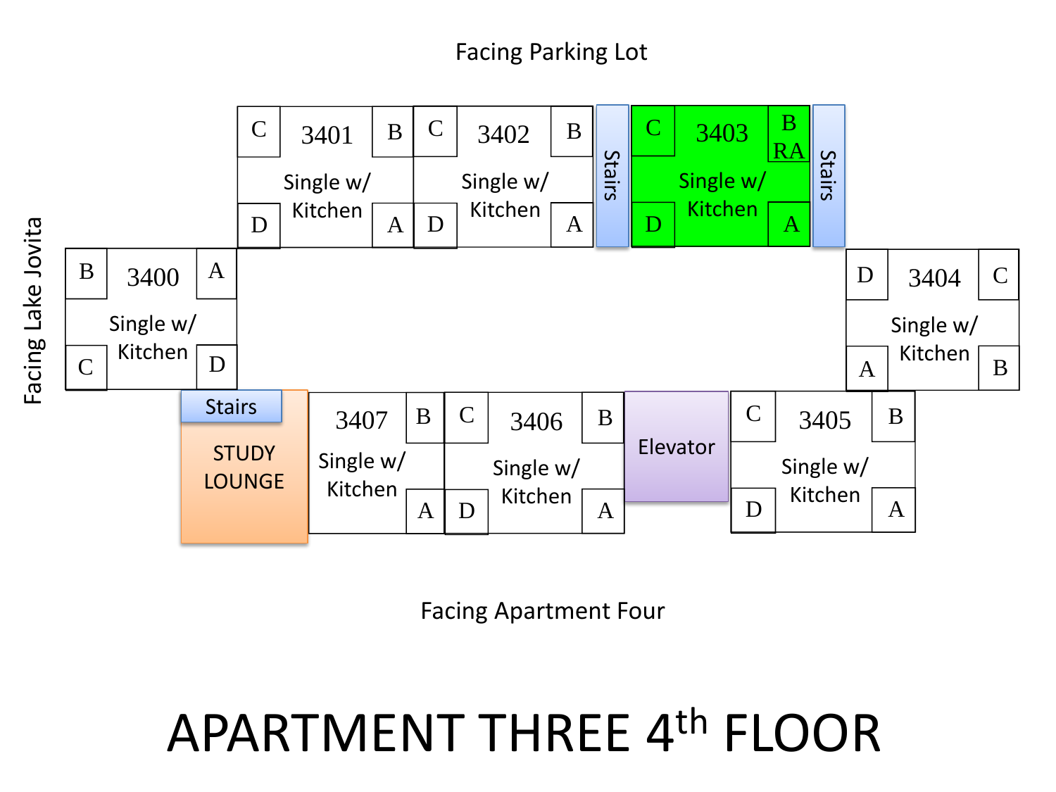Facing Parking Lot

Facing Lake Jovita

| Room | Type | Bedrooms |
| --- | --- | --- |
| 3400 | Single w/ Kitchen | A, B, C, D |
| 3401 | Single w/ Kitchen | A, B, C, D |
| 3402 | Single w/ Kitchen | A, B, C, D |
| 3403 | Single w/ Kitchen | A, B (RA), C, D |
| 3404 | Single w/ Kitchen | A, B, C, D |
| 3405 | Single w/ Kitchen | A, B, C, D |
| 3406 | Single w/ Kitchen | A, B, C, D |
| 3407 | Single w/ Kitchen | A, B |

Stairs

Stairs

Stairs

STUDY LOUNGE

Elevator

Facing Apartment Four

# APARTMENT THREE 4th FLOOR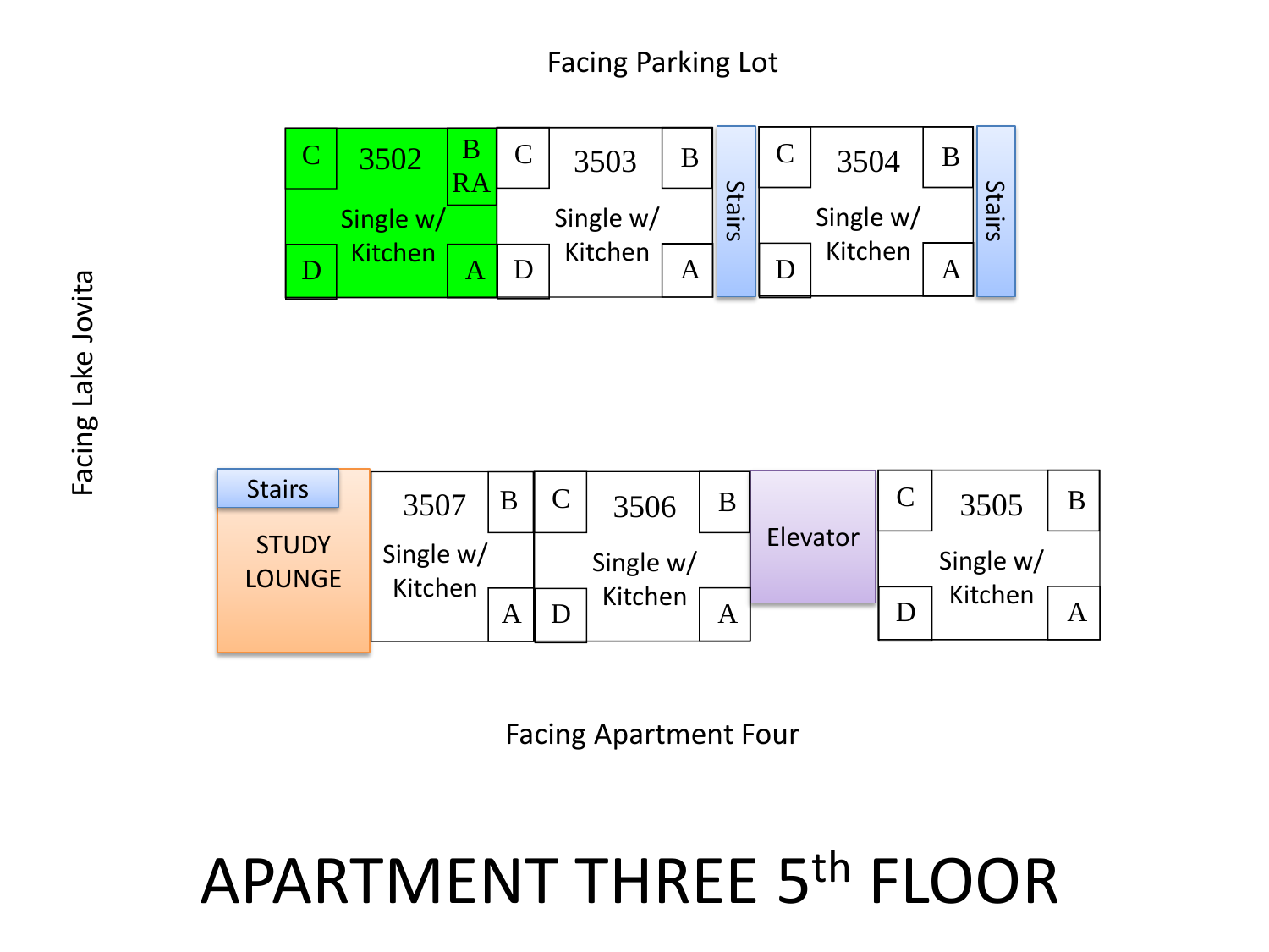Facing Parking Lot

Facing Lake Jovita

C 3502 B RA
Single w/ Kitchen
D A

C 3503 B
Single w/ Kitchen
D A

Stairs

C 3504 B
Single w/ Kitchen
D A

Stairs

Stairs

STUDY LOUNGE

3507 B
Single w/ Kitchen
A

C 3506 B
Single w/ Kitchen
D A

Elevator

C 3505 B
Single w/ Kitchen
D A

Facing Apartment Four

# APARTMENT THREE 5th FLOOR